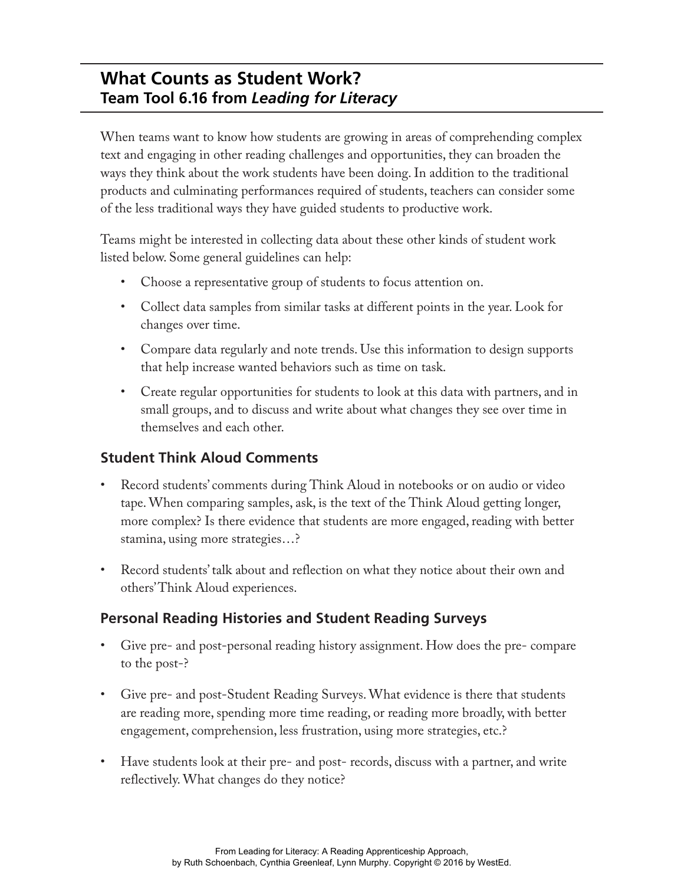# What Counts as Student Work?

## Team Tool 6.16 from *Leading for Literacy*

When teams want to know how students are growing in areas of comprehending complex text and engaging in other reading challenges and opportunities, they can broaden the ways they think about the work students have been doing. In addition to the traditional products and culminating performances required of students, teachers can consider some of the less traditional ways they have guided students to productive work.

Teams might be interested in collecting data about these other kinds of student work listed below. Some general guidelines can help:

- Choose a representative group of students to focus attention on.
- Collect data samples from similar tasks at different points in the year. Look for changes over time.
- Compare data regularly and note trends. Use this information to design supports that help increase wanted behaviors such as time on task.
- Create regular opportunities for students to look at this data with partners, and in small groups, and to discuss and write about what changes they see over time in themselves and each other.

### Student Think Aloud Comments

- Record students' comments during Think Aloud in notebooks or on audio or video tape. When comparing samples, ask, is the text of the Think Aloud getting longer, more complex? Is there evidence that students are more engaged, reading with better stamina, using more strategies…?
- Record students' talk about and reflection on what they notice about their own and others' Think Aloud experiences.

### Personal Reading Histories and Student Reading Surveys

- Give pre- and post-personal reading history assignment. How does the pre- compare to the post-?
- Give pre- and post-Student Reading Surveys. What evidence is there that students are reading more, spending more time reading, or reading more broadly, with better engagement, comprehension, less frustration, using more strategies, etc.?
- Have students look at their pre- and post- records, discuss with a partner, and write reflectively. What changes do they notice?

From Leading for Literacy: A Reading Apprenticeship Approach, by Ruth Schoenbach, Cynthia Greenleaf, Lynn Murphy. Copyright © 2016 by WestEd.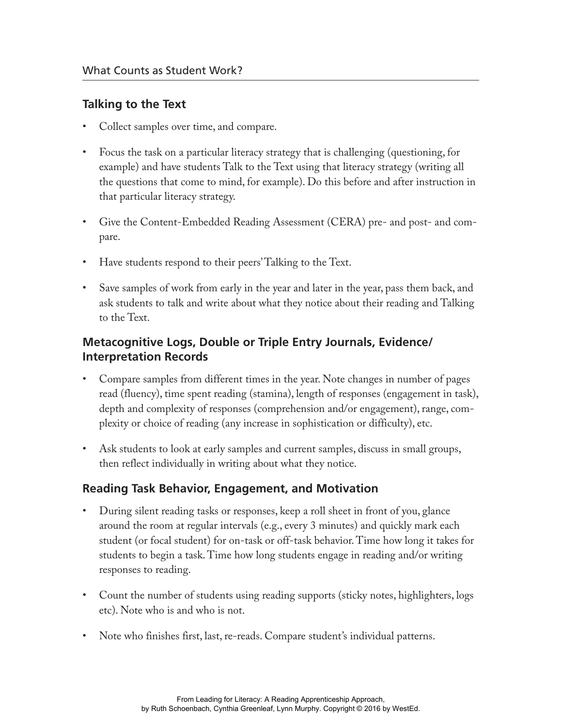## Talking to the Text

- Collect samples over time, and compare.
- Focus the task on a particular literacy strategy that is challenging (questioning, for example) and have students Talk to the Text using that literacy strategy (writing all the questions that come to mind, for example). Do this before and after instruction in that particular literacy strategy.
- Give the Content-Embedded Reading Assessment (CERA) pre- and post- and compare.
- Have students respond to their peers' Talking to the Text.
- Save samples of work from early in the year and later in the year, pass them back, and ask students to talk and write about what they notice about their reading and Talking to the Text.

## Metacognitive Logs, Double or Triple Entry Journals, Evidence/Interpretation Records

- Compare samples from different times in the year. Note changes in number of pages read (fluency), time spent reading (stamina), length of responses (engagement in task), depth and complexity of responses (comprehension and/or engagement), range, complexity or choice of reading (any increase in sophistication or difficulty), etc.
- Ask students to look at early samples and current samples, discuss in small groups, then reflect individually in writing about what they notice.

## Reading Task Behavior, Engagement, and Motivation

- During silent reading tasks or responses, keep a roll sheet in front of you, glance around the room at regular intervals (e.g., every 3 minutes) and quickly mark each student (or focal student) for on-task or off-task behavior. Time how long it takes for students to begin a task. Time how long students engage in reading and/or writing responses to reading.
- Count the number of students using reading supports (sticky notes, highlighters, logs etc). Note who is and who is not.
- Note who finishes first, last, re-reads. Compare student's individual patterns.

From Leading for Literacy: A Reading Apprenticeship Approach, by Ruth Schoenbach, Cynthia Greenleaf, Lynn Murphy. Copyright © 2016 by WestEd.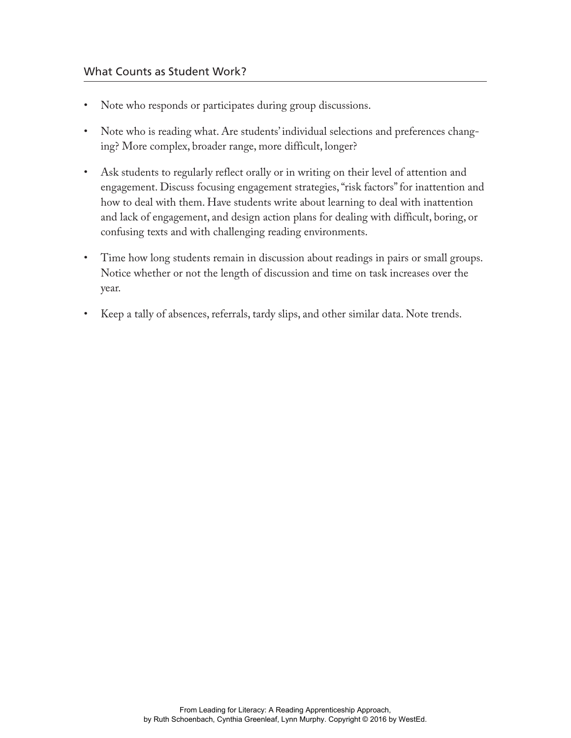- Note who responds or participates during group discussions.
- Note who is reading what. Are students' individual selections and preferences changing? More complex, broader range, more difficult, longer?
- Ask students to regularly reflect orally or in writing on their level of attention and engagement. Discuss focusing engagement strategies, "risk factors" for inattention and how to deal with them. Have students write about learning to deal with inattention and lack of engagement, and design action plans for dealing with difficult, boring, or confusing texts and with challenging reading environments.
- Time how long students remain in discussion about readings in pairs or small groups. Notice whether or not the length of discussion and time on task increases over the year.
- Keep a tally of absences, referrals, tardy slips, and other similar data. Note trends.